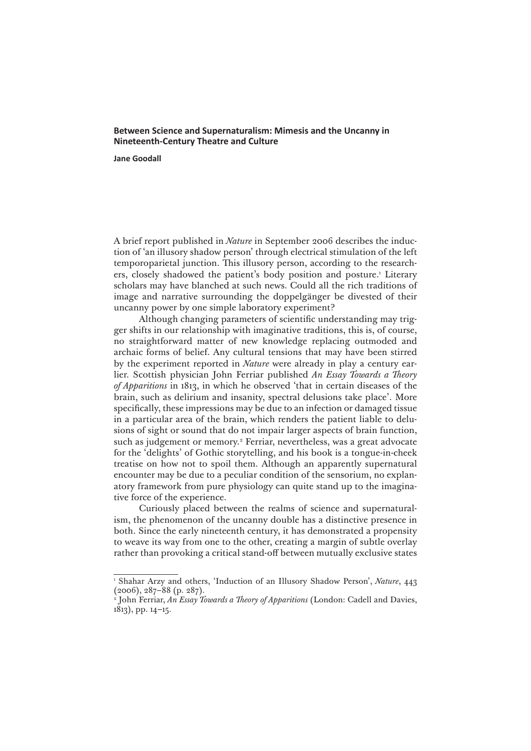**Between Science and Supernaturalism: Mimesis and the Uncanny in Nineteenth-Century Theatre and Culture**

**Jane Goodall**

A brief report published in *Nature* in September 2006 describes the induction of 'an illusory shadow person' through electrical stimulation of the left temporoparietal junction. This illusory person, according to the researchers, closely shadowed the patient's body position and posture.[1] Literary scholars may have blanched at such news. Could all the rich traditions of image and narrative surrounding the doppelgänger be divested of their uncanny power by one simple laboratory experiment?

Although changing parameters of scientific understanding may trigger shifts in our relationship with imaginative traditions, this is, of course, no straightforward matter of new knowledge replacing outmoded and archaic forms of belief. Any cultural tensions that may have been stirred by the experiment reported in *Nature* were already in play a century earlier. Scottish physician John Ferriar published *An Essay Towards a Theory of Apparitions* in 1813, in which he observed 'that in certain diseases of the brain, such as delirium and insanity, spectral delusions take place'. More specifically, these impressions may be due to an infection or damaged tissue in a particular area of the brain, which renders the patient liable to delusions of sight or sound that do not impair larger aspects of brain function, such as judgement or memory.[2] Ferriar, nevertheless, was a great advocate for the 'delights' of Gothic storytelling, and his book is a tongue-in-cheek treatise on how not to spoil them. Although an apparently supernatural encounter may be due to a peculiar condition of the sensorium, no explanatory framework from pure physiology can quite stand up to the imaginative force of the experience.

Curiously placed between the realms of science and supernaturalism, the phenomenon of the uncanny double has a distinctive presence in both. Since the early nineteenth century, it has demonstrated a propensity to weave its way from one to the other, creating a margin of subtle overlay rather than provoking a critical stand-off between mutually exclusive states

[1] Shahar Arzy and others, 'Induction of an Illusory Shadow Person', *Nature*, 443 (2006), 287–88 (p. 287).

[2] John Ferriar, *An Essay Towards a Theory of Apparitions* (London: Cadell and Davies, 1813), pp. 14–15.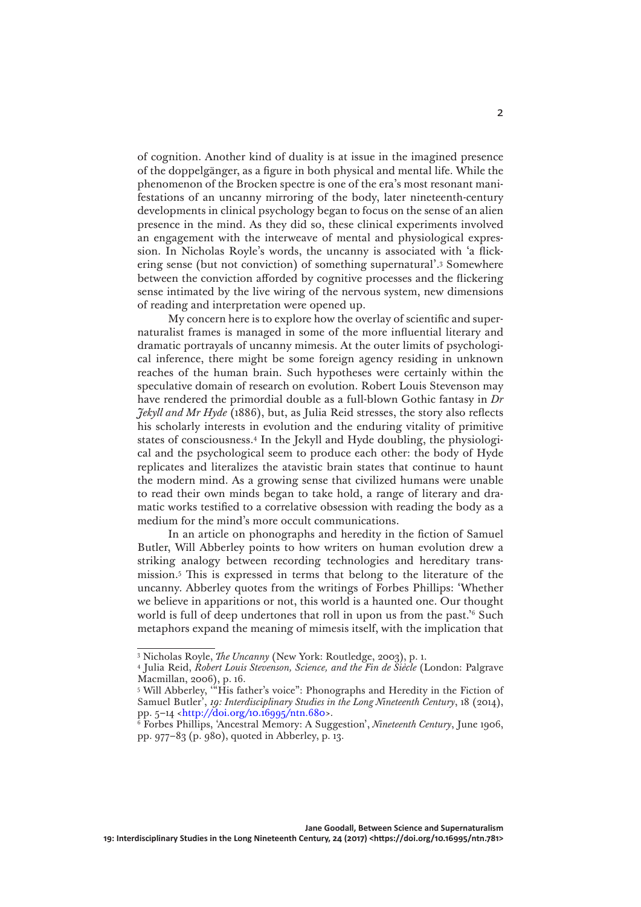of cognition. Another kind of duality is at issue in the imagined presence of the doppelgänger, as a figure in both physical and mental life. While the phenomenon of the Brocken spectre is one of the era's most resonant manifestations of an uncanny mirroring of the body, later nineteenth-century developments in clinical psychology began to focus on the sense of an alien presence in the mind. As they did so, these clinical experiments involved an engagement with the interweave of mental and physiological expression. In Nicholas Royle's words, the uncanny is associated with 'a flickering sense (but not conviction) of something supernatural'.[3] Somewhere between the conviction afforded by cognitive processes and the flickering sense intimated by the live wiring of the nervous system, new dimensions of reading and interpretation were opened up.

My concern here is to explore how the overlay of scientific and supernaturalist frames is managed in some of the more influential literary and dramatic portrayals of uncanny mimesis. At the outer limits of psychological inference, there might be some foreign agency residing in unknown reaches of the human brain. Such hypotheses were certainly within the speculative domain of research on evolution. Robert Louis Stevenson may have rendered the primordial double as a full-blown Gothic fantasy in *Dr Jekyll and Mr Hyde* (1886), but, as Julia Reid stresses, the story also reflects his scholarly interests in evolution and the enduring vitality of primitive states of consciousness.[4] In the Jekyll and Hyde doubling, the physiological and the psychological seem to produce each other: the body of Hyde replicates and literalizes the atavistic brain states that continue to haunt the modern mind. As a growing sense that civilized humans were unable to read their own minds began to take hold, a range of literary and dramatic works testified to a correlative obsession with reading the body as a medium for the mind's more occult communications.

In an article on phonographs and heredity in the fiction of Samuel Butler, Will Abberley points to how writers on human evolution drew a striking analogy between recording technologies and hereditary transmission.[5] This is expressed in terms that belong to the literature of the uncanny. Abberley quotes from the writings of Forbes Phillips: 'Whether we believe in apparitions or not, this world is a haunted one. Our thought world is full of deep undertones that roll in upon us from the past.'[6] Such metaphors expand the meaning of mimesis itself, with the implication that

---

[3] Nicholas Royle, *The Uncanny* (New York: Routledge, 2003), p. 1.

[4] Julia Reid, *Robert Louis Stevenson, Science, and the Fin de Siècle* (London: Palgrave Macmillan, 2006), p. 16.

[5] Will Abberley, '"His father's voice": Phonographs and Heredity in the Fiction of Samuel Butler', *19: Interdisciplinary Studies in the Long Nineteenth Century*, 18 (2014), pp. 5–14 <http://doi.org/10.16995/ntn.680>.

[6] Forbes Phillips, 'Ancestral Memory: A Suggestion', *Nineteenth Century*, June 1906, pp. 977–83 (p. 980), quoted in Abberley, p. 13.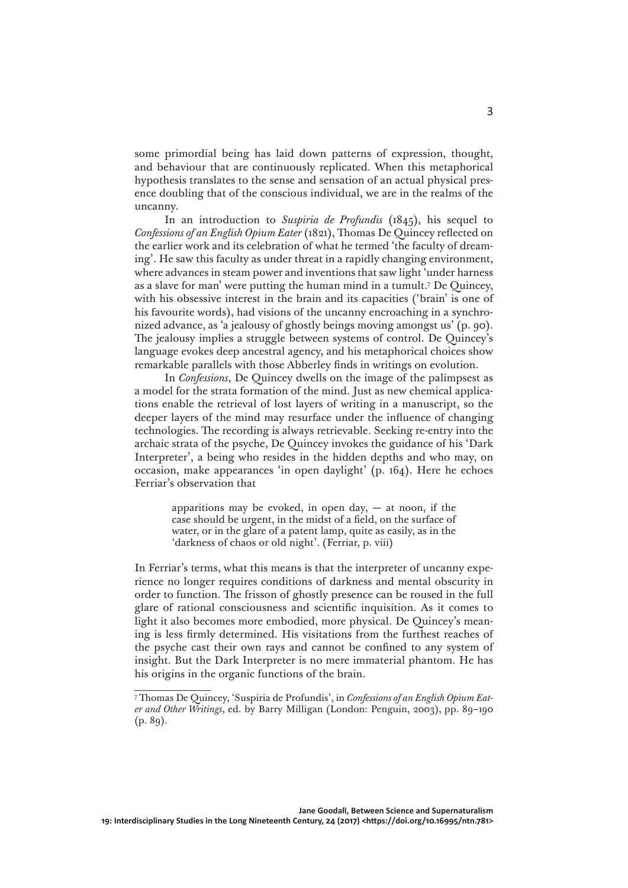some primordial being has laid down patterns of expression, thought, and behaviour that are continuously replicated. When this metaphorical hypothesis translates to the sense and sensation of an actual physical presence doubling that of the conscious individual, we are in the realms of the uncanny.

In an introduction to *Suspiria de Profundis* (1845), his sequel to *Confessions of an English Opium Eater* (1821), Thomas De Quincey reflected on the earlier work and its celebration of what he termed 'the faculty of dreaming'. He saw this faculty as under threat in a rapidly changing environment, where advances in steam power and inventions that saw light 'under harness as a slave for man' were putting the human mind in a tumult.[7] De Quincey, with his obsessive interest in the brain and its capacities ('brain' is one of his favourite words), had visions of the uncanny encroaching in a synchronized advance, as 'a jealousy of ghostly beings moving amongst us' (p. 90). The jealousy implies a struggle between systems of control. De Quincey's language evokes deep ancestral agency, and his metaphorical choices show remarkable parallels with those Abberley finds in writings on evolution.

In *Confessions*, De Quincey dwells on the image of the palimpsest as a model for the strata formation of the mind. Just as new chemical applications enable the retrieval of lost layers of writing in a manuscript, so the deeper layers of the mind may resurface under the influence of changing technologies. The recording is always retrievable. Seeking re-entry into the archaic strata of the psyche, De Quincey invokes the guidance of his 'Dark Interpreter', a being who resides in the hidden depths and who may, on occasion, make appearances 'in open daylight' (p. 164). Here he echoes Ferriar's observation that

> apparitions may be evoked, in open day, — at noon, if the case should be urgent, in the midst of a field, on the surface of water, or in the glare of a patent lamp, quite as easily, as in the 'darkness of chaos or old night'. (Ferriar, p. viii)

In Ferriar's terms, what this means is that the interpreter of uncanny experience no longer requires conditions of darkness and mental obscurity in order to function. The frisson of ghostly presence can be roused in the full glare of rational consciousness and scientific inquisition. As it comes to light it also becomes more embodied, more physical. De Quincey's meaning is less firmly determined. His visitations from the furthest reaches of the psyche cast their own rays and cannot be confined to any system of insight. But the Dark Interpreter is no mere immaterial phantom. He has his origins in the organic functions of the brain.

---

[7] Thomas De Quincey, 'Suspiria de Profundis', in *Confessions of an English Opium Eater and Other Writings*, ed. by Barry Milligan (London: Penguin, 2003), pp. 89–190 (p. 89).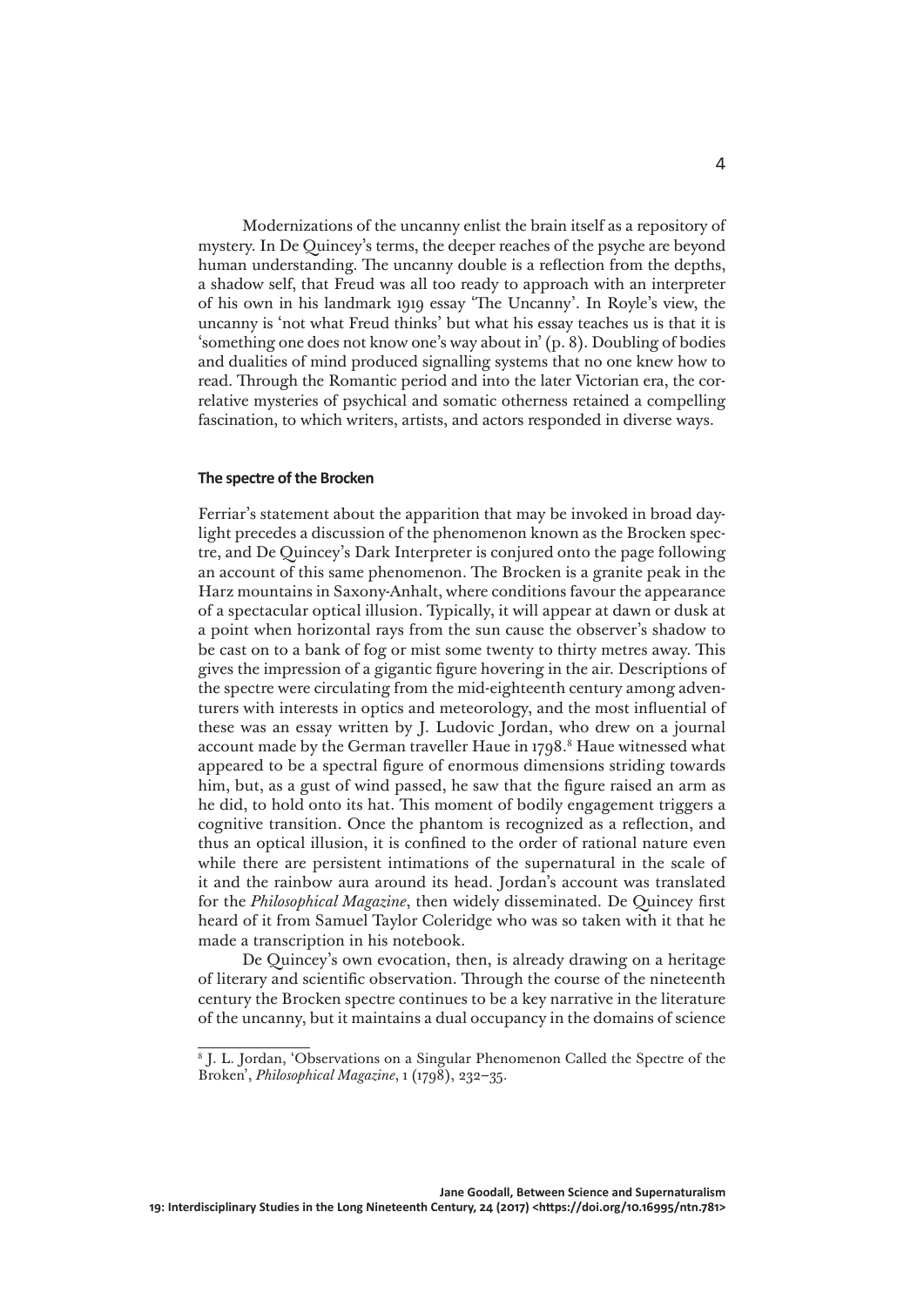Modernizations of the uncanny enlist the brain itself as a repository of mystery. In De Quincey's terms, the deeper reaches of the psyche are beyond human understanding. The uncanny double is a reflection from the depths, a shadow self, that Freud was all too ready to approach with an interpreter of his own in his landmark 1919 essay 'The Uncanny'. In Royle's view, the uncanny is 'not what Freud thinks' but what his essay teaches us is that it is 'something one does not know one's way about in' (p. 8). Doubling of bodies and dualities of mind produced signalling systems that no one knew how to read. Through the Romantic period and into the later Victorian era, the correlative mysteries of psychical and somatic otherness retained a compelling fascination, to which writers, artists, and actors responded in diverse ways.

### The spectre of the Brocken

Ferriar's statement about the apparition that may be invoked in broad daylight precedes a discussion of the phenomenon known as the Brocken spectre, and De Quincey's Dark Interpreter is conjured onto the page following an account of this same phenomenon. The Brocken is a granite peak in the Harz mountains in Saxony-Anhalt, where conditions favour the appearance of a spectacular optical illusion. Typically, it will appear at dawn or dusk at a point when horizontal rays from the sun cause the observer's shadow to be cast on to a bank of fog or mist some twenty to thirty metres away. This gives the impression of a gigantic figure hovering in the air. Descriptions of the spectre were circulating from the mid-eighteenth century among adventurers with interests in optics and meteorology, and the most influential of these was an essay written by J. Ludovic Jordan, who drew on a journal account made by the German traveller Haue in 1798.[8] Haue witnessed what appeared to be a spectral figure of enormous dimensions striding towards him, but, as a gust of wind passed, he saw that the figure raised an arm as he did, to hold onto its hat. This moment of bodily engagement triggers a cognitive transition. Once the phantom is recognized as a reflection, and thus an optical illusion, it is confined to the order of rational nature even while there are persistent intimations of the supernatural in the scale of it and the rainbow aura around its head. Jordan's account was translated for the *Philosophical Magazine*, then widely disseminated. De Quincey first heard of it from Samuel Taylor Coleridge who was so taken with it that he made a transcription in his notebook.

De Quincey's own evocation, then, is already drawing on a heritage of literary and scientific observation. Through the course of the nineteenth century the Brocken spectre continues to be a key narrative in the literature of the uncanny, but it maintains a dual occupancy in the domains of science

[8] J. L. Jordan, 'Observations on a Singular Phenomenon Called the Spectre of the Broken', *Philosophical Magazine*, 1 (1798), 232–35.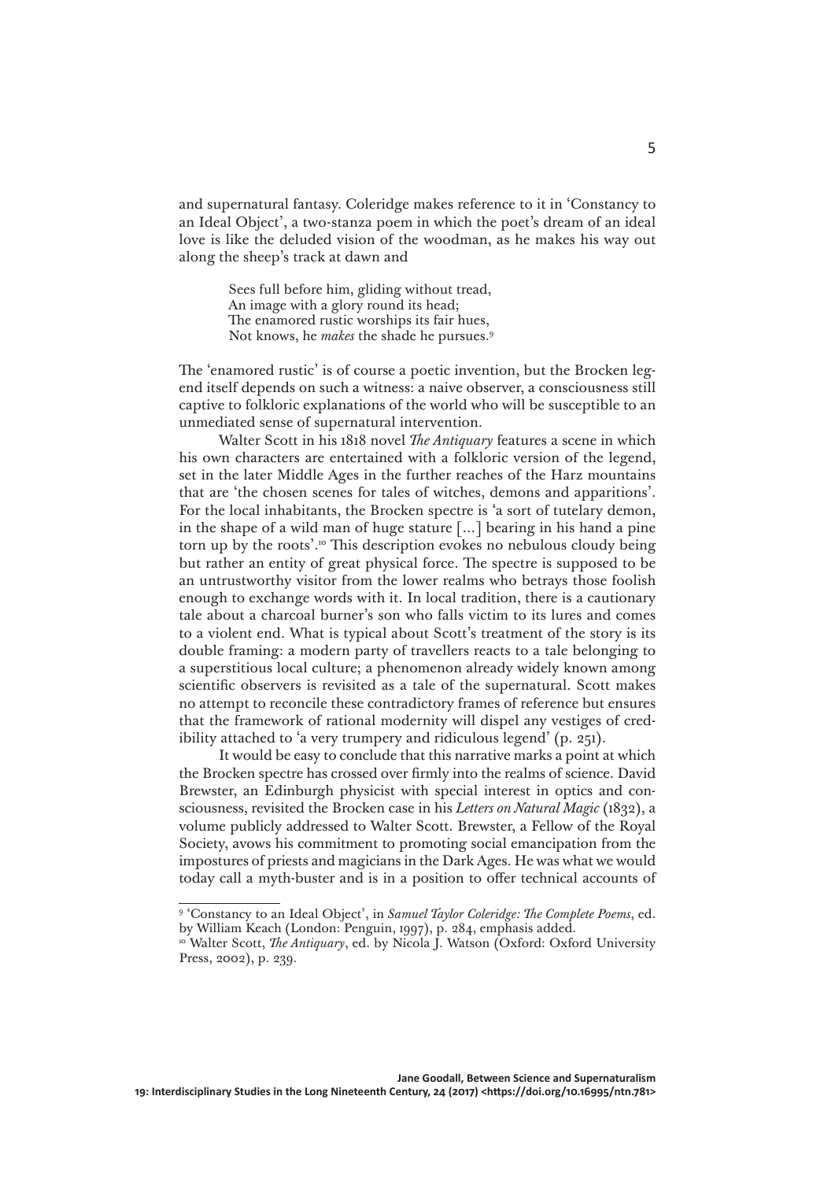and supernatural fantasy. Coleridge makes reference to it in 'Constancy to an Ideal Object', a two-stanza poem in which the poet's dream of an ideal love is like the deluded vision of the woodman, as he makes his way out along the sheep's track at dawn and

> Sees full before him, gliding without tread,
> An image with a glory round its head;
> The enamored rustic worships its fair hues,
> Not knows, he *makes* the shade he pursues.[9]

The 'enamored rustic' is of course a poetic invention, but the Brocken legend itself depends on such a witness: a naive observer, a consciousness still captive to folkloric explanations of the world who will be susceptible to an unmediated sense of supernatural intervention.

Walter Scott in his 1818 novel *The Antiquary* features a scene in which his own characters are entertained with a folkloric version of the legend, set in the later Middle Ages in the further reaches of the Harz mountains that are 'the chosen scenes for tales of witches, demons and apparitions'. For the local inhabitants, the Brocken spectre is 'a sort of tutelary demon, in the shape of a wild man of huge stature [...] bearing in his hand a pine torn up by the roots'.[10] This description evokes no nebulous cloudy being but rather an entity of great physical force. The spectre is supposed to be an untrustworthy visitor from the lower realms who betrays those foolish enough to exchange words with it. In local tradition, there is a cautionary tale about a charcoal burner's son who falls victim to its lures and comes to a violent end. What is typical about Scott's treatment of the story is its double framing: a modern party of travellers reacts to a tale belonging to a superstitious local culture; a phenomenon already widely known among scientific observers is revisited as a tale of the supernatural. Scott makes no attempt to reconcile these contradictory frames of reference but ensures that the framework of rational modernity will dispel any vestiges of credibility attached to 'a very trumpery and ridiculous legend' (p. 251).

It would be easy to conclude that this narrative marks a point at which the Brocken spectre has crossed over firmly into the realms of science. David Brewster, an Edinburgh physicist with special interest in optics and consciousness, revisited the Brocken case in his *Letters on Natural Magic* (1832), a volume publicly addressed to Walter Scott. Brewster, a Fellow of the Royal Society, avows his commitment to promoting social emancipation from the impostures of priests and magicians in the Dark Ages. He was what we would today call a myth-buster and is in a position to offer technical accounts of

---

[9] 'Constancy to an Ideal Object', in *Samuel Taylor Coleridge: The Complete Poems*, ed. by William Keach (London: Penguin, 1997), p. 284, emphasis added.

[10] Walter Scott, *The Antiquary*, ed. by Nicola J. Watson (Oxford: Oxford University Press, 2002), p. 239.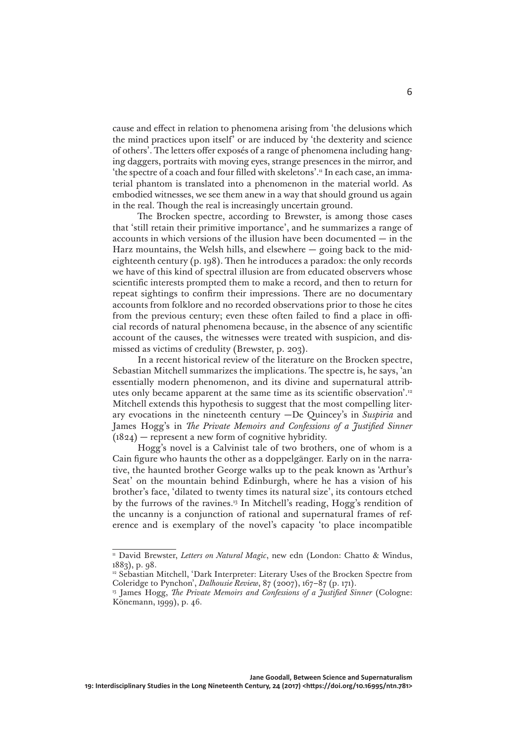cause and effect in relation to phenomena arising from 'the delusions which the mind practices upon itself' or are induced by 'the dexterity and science of others'. The letters offer exposés of a range of phenomena including hanging daggers, portraits with moving eyes, strange presences in the mirror, and 'the spectre of a coach and four filled with skeletons'.[11] In each case, an immaterial phantom is translated into a phenomenon in the material world. As embodied witnesses, we see them anew in a way that should ground us again in the real. Though the real is increasingly uncertain ground.

The Brocken spectre, according to Brewster, is among those cases that 'still retain their primitive importance', and he summarizes a range of accounts in which versions of the illusion have been documented — in the Harz mountains, the Welsh hills, and elsewhere — going back to the mid-eighteenth century (p. 198). Then he introduces a paradox: the only records we have of this kind of spectral illusion are from educated observers whose scientific interests prompted them to make a record, and then to return for repeat sightings to confirm their impressions. There are no documentary accounts from folklore and no recorded observations prior to those he cites from the previous century; even these often failed to find a place in official records of natural phenomena because, in the absence of any scientific account of the causes, the witnesses were treated with suspicion, and dismissed as victims of credulity (Brewster, p. 203).

In a recent historical review of the literature on the Brocken spectre, Sebastian Mitchell summarizes the implications. The spectre is, he says, 'an essentially modern phenomenon, and its divine and supernatural attributes only became apparent at the same time as its scientific observation'.[12] Mitchell extends this hypothesis to suggest that the most compelling literary evocations in the nineteenth century —De Quincey's in *Suspiria* and James Hogg's in *The Private Memoirs and Confessions of a Justified Sinner* (1824) — represent a new form of cognitive hybridity.

Hogg's novel is a Calvinist tale of two brothers, one of whom is a Cain figure who haunts the other as a doppelgänger. Early on in the narrative, the haunted brother George walks up to the peak known as 'Arthur's Seat' on the mountain behind Edinburgh, where he has a vision of his brother's face, 'dilated to twenty times its natural size', its contours etched by the furrows of the ravines.[13] In Mitchell's reading, Hogg's rendition of the uncanny is a conjunction of rational and supernatural frames of reference and is exemplary of the novel's capacity 'to place incompatible

---

[11] David Brewster, *Letters on Natural Magic*, new edn (London: Chatto & Windus, 1883), p. 98.

[12] Sebastian Mitchell, 'Dark Interpreter: Literary Uses of the Brocken Spectre from Coleridge to Pynchon', *Dalhousie Review*, 87 (2007), 167–87 (p. 171).

[13] James Hogg, *The Private Memoirs and Confessions of a Justified Sinner* (Cologne: Könemann, 1999), p. 46.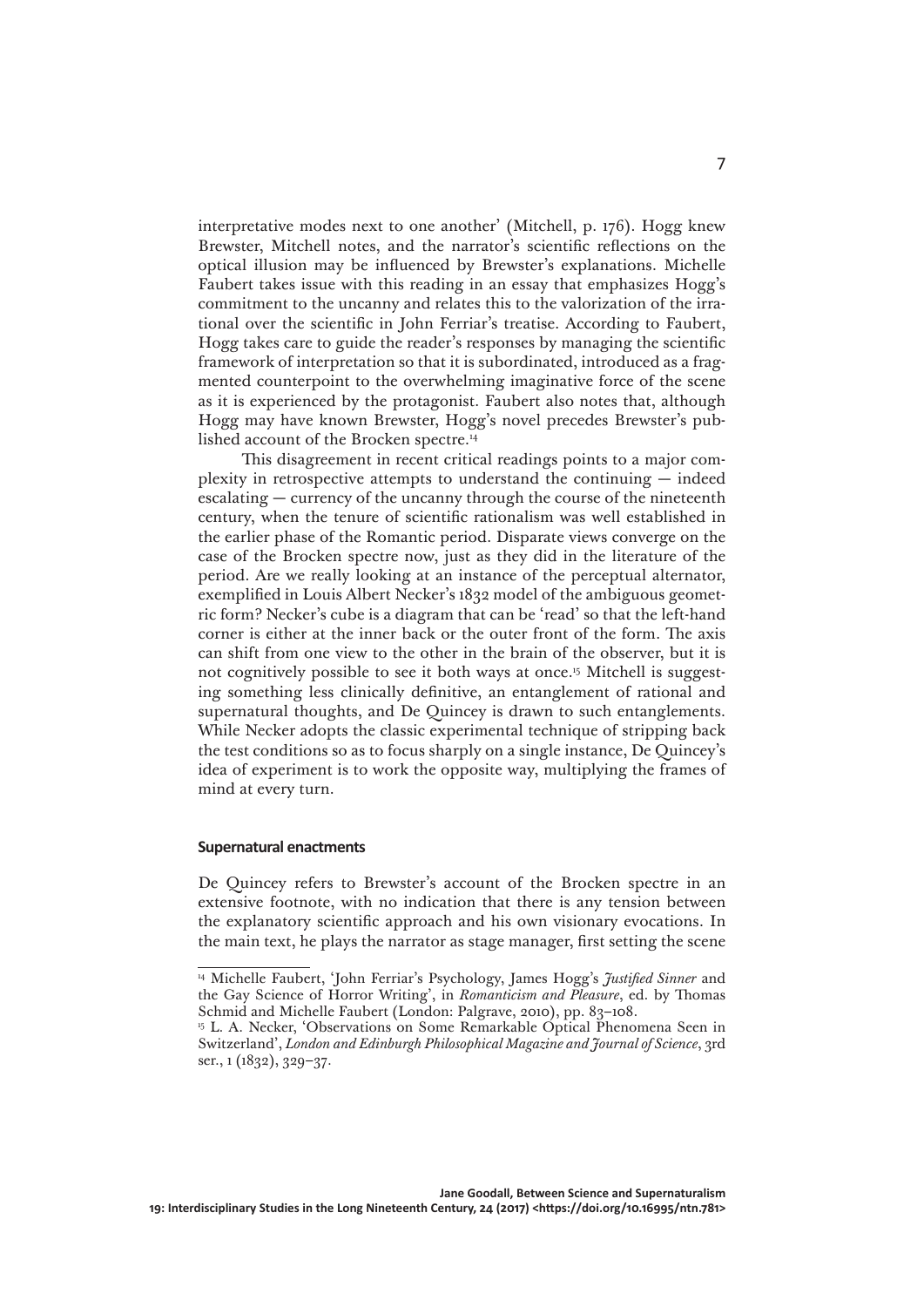interpretative modes next to one another' (Mitchell, p. 176). Hogg knew Brewster, Mitchell notes, and the narrator's scientific reflections on the optical illusion may be influenced by Brewster's explanations. Michelle Faubert takes issue with this reading in an essay that emphasizes Hogg's commitment to the uncanny and relates this to the valorization of the irrational over the scientific in John Ferriar's treatise. According to Faubert, Hogg takes care to guide the reader's responses by managing the scientific framework of interpretation so that it is subordinated, introduced as a fragmented counterpoint to the overwhelming imaginative force of the scene as it is experienced by the protagonist. Faubert also notes that, although Hogg may have known Brewster, Hogg's novel precedes Brewster's published account of the Brocken spectre.[14]

This disagreement in recent critical readings points to a major complexity in retrospective attempts to understand the continuing — indeed escalating — currency of the uncanny through the course of the nineteenth century, when the tenure of scientific rationalism was well established in the earlier phase of the Romantic period. Disparate views converge on the case of the Brocken spectre now, just as they did in the literature of the period. Are we really looking at an instance of the perceptual alternator, exemplified in Louis Albert Necker's 1832 model of the ambiguous geometric form? Necker's cube is a diagram that can be 'read' so that the left-hand corner is either at the inner back or the outer front of the form. The axis can shift from one view to the other in the brain of the observer, but it is not cognitively possible to see it both ways at once.[15] Mitchell is suggesting something less clinically definitive, an entanglement of rational and supernatural thoughts, and De Quincey is drawn to such entanglements. While Necker adopts the classic experimental technique of stripping back the test conditions so as to focus sharply on a single instance, De Quincey's idea of experiment is to work the opposite way, multiplying the frames of mind at every turn.

## Supernatural enactments

De Quincey refers to Brewster's account of the Brocken spectre in an extensive footnote, with no indication that there is any tension between the explanatory scientific approach and his own visionary evocations. In the main text, he plays the narrator as stage manager, first setting the scene

---

[14] Michelle Faubert, 'John Ferriar's Psychology, James Hogg's *Justified Sinner* and the Gay Science of Horror Writing', in *Romanticism and Pleasure*, ed. by Thomas Schmid and Michelle Faubert (London: Palgrave, 2010), pp. 83–108.

[15] L. A. Necker, 'Observations on Some Remarkable Optical Phenomena Seen in Switzerland', *London and Edinburgh Philosophical Magazine and Journal of Science*, 3rd ser., 1 (1832), 329–37.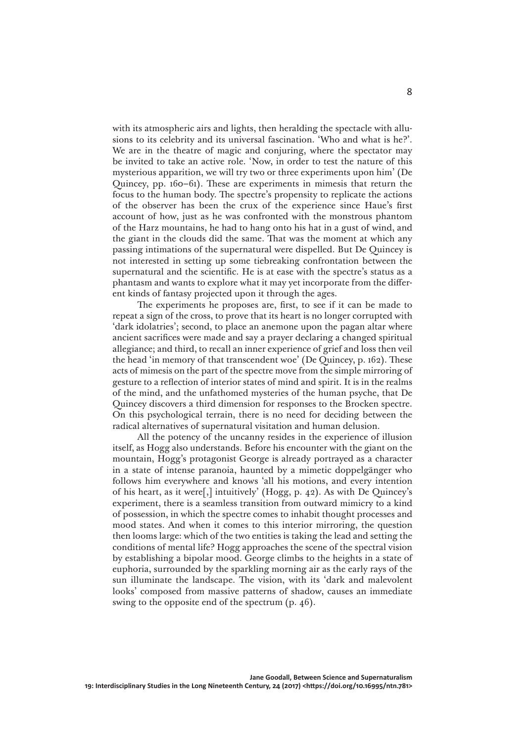with its atmospheric airs and lights, then heralding the spectacle with allusions to its celebrity and its universal fascination. 'Who and what is he?'. We are in the theatre of magic and conjuring, where the spectator may be invited to take an active role. 'Now, in order to test the nature of this mysterious apparition, we will try two or three experiments upon him' (De Quincey, pp. 160–61). These are experiments in mimesis that return the focus to the human body. The spectre's propensity to replicate the actions of the observer has been the crux of the experience since Haue's first account of how, just as he was confronted with the monstrous phantom of the Harz mountains, he had to hang onto his hat in a gust of wind, and the giant in the clouds did the same. That was the moment at which any passing intimations of the supernatural were dispelled. But De Quincey is not interested in setting up some tiebreaking confrontation between the supernatural and the scientific. He is at ease with the spectre's status as a phantasm and wants to explore what it may yet incorporate from the different kinds of fantasy projected upon it through the ages.

The experiments he proposes are, first, to see if it can be made to repeat a sign of the cross, to prove that its heart is no longer corrupted with 'dark idolatries'; second, to place an anemone upon the pagan altar where ancient sacrifices were made and say a prayer declaring a changed spiritual allegiance; and third, to recall an inner experience of grief and loss then veil the head 'in memory of that transcendent woe' (De Quincey, p. 162). These acts of mimesis on the part of the spectre move from the simple mirroring of gesture to a reflection of interior states of mind and spirit. It is in the realms of the mind, and the unfathomed mysteries of the human psyche, that De Quincey discovers a third dimension for responses to the Brocken spectre. On this psychological terrain, there is no need for deciding between the radical alternatives of supernatural visitation and human delusion.

All the potency of the uncanny resides in the experience of illusion itself, as Hogg also understands. Before his encounter with the giant on the mountain, Hogg's protagonist George is already portrayed as a character in a state of intense paranoia, haunted by a mimetic doppelgänger who follows him everywhere and knows 'all his motions, and every intention of his heart, as it were[,] intuitively' (Hogg, p. 42). As with De Quincey's experiment, there is a seamless transition from outward mimicry to a kind of possession, in which the spectre comes to inhabit thought processes and mood states. And when it comes to this interior mirroring, the question then looms large: which of the two entities is taking the lead and setting the conditions of mental life? Hogg approaches the scene of the spectral vision by establishing a bipolar mood. George climbs to the heights in a state of euphoria, surrounded by the sparkling morning air as the early rays of the sun illuminate the landscape. The vision, with its 'dark and malevolent looks' composed from massive patterns of shadow, causes an immediate swing to the opposite end of the spectrum (p. 46).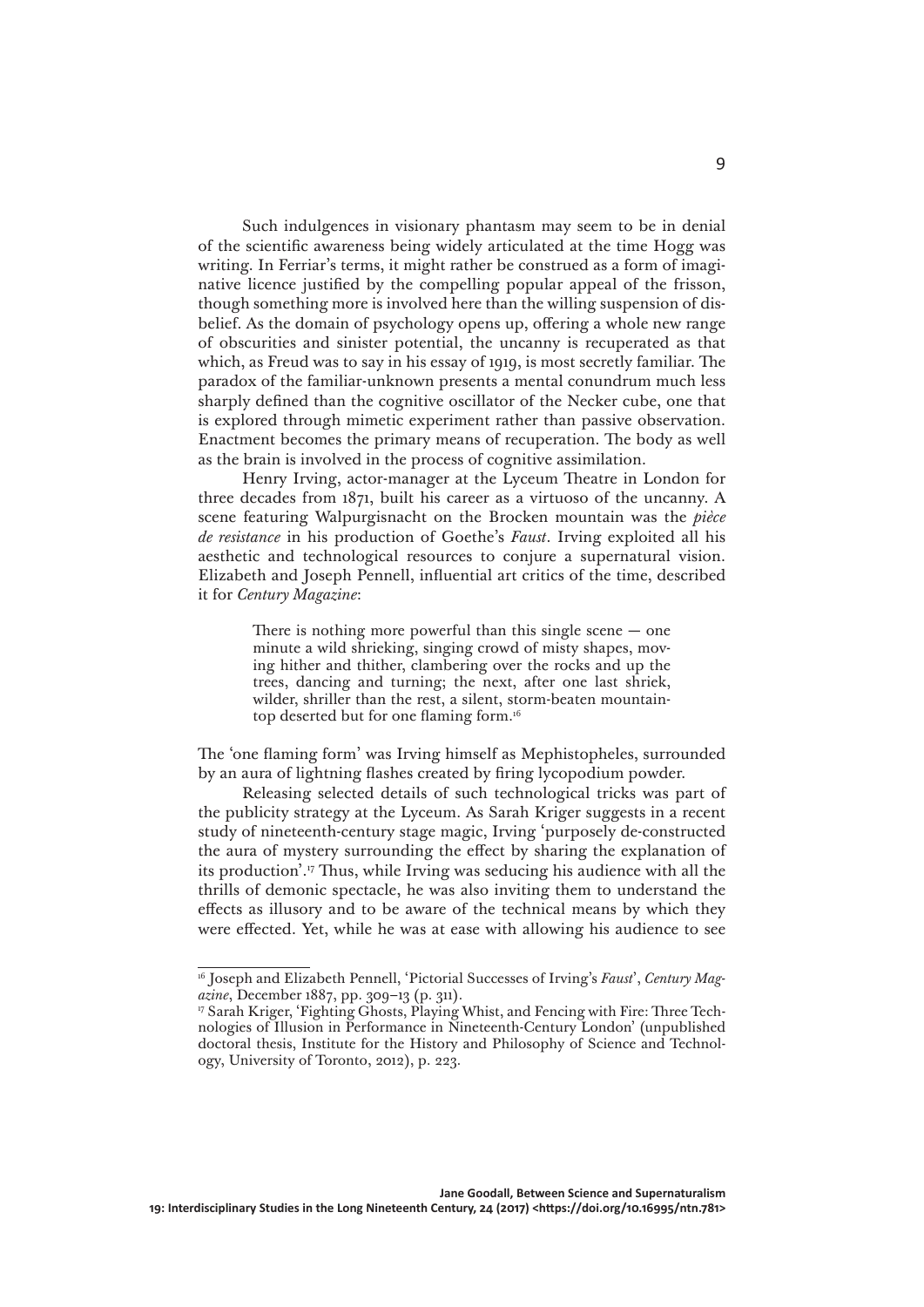Such indulgences in visionary phantasm may seem to be in denial of the scientific awareness being widely articulated at the time Hogg was writing. In Ferriar's terms, it might rather be construed as a form of imaginative licence justified by the compelling popular appeal of the frisson, though something more is involved here than the willing suspension of disbelief. As the domain of psychology opens up, offering a whole new range of obscurities and sinister potential, the uncanny is recuperated as that which, as Freud was to say in his essay of 1919, is most secretly familiar. The paradox of the familiar-unknown presents a mental conundrum much less sharply defined than the cognitive oscillator of the Necker cube, one that is explored through mimetic experiment rather than passive observation. Enactment becomes the primary means of recuperation. The body as well as the brain is involved in the process of cognitive assimilation.

Henry Irving, actor-manager at the Lyceum Theatre in London for three decades from 1871, built his career as a virtuoso of the uncanny. A scene featuring Walpurgisnacht on the Brocken mountain was the *pièce de resistance* in his production of Goethe's *Faust*. Irving exploited all his aesthetic and technological resources to conjure a supernatural vision. Elizabeth and Joseph Pennell, influential art critics of the time, described it for *Century Magazine*:

> There is nothing more powerful than this single scene — one minute a wild shrieking, singing crowd of misty shapes, moving hither and thither, clambering over the rocks and up the trees, dancing and turning; the next, after one last shriek, wilder, shriller than the rest, a silent, storm-beaten mountaintop deserted but for one flaming form.[16]

The 'one flaming form' was Irving himself as Mephistopheles, surrounded by an aura of lightning flashes created by firing lycopodium powder.

Releasing selected details of such technological tricks was part of the publicity strategy at the Lyceum. As Sarah Kriger suggests in a recent study of nineteenth-century stage magic, Irving 'purposely de-constructed the aura of mystery surrounding the effect by sharing the explanation of its production'.[17] Thus, while Irving was seducing his audience with all the thrills of demonic spectacle, he was also inviting them to understand the effects as illusory and to be aware of the technical means by which they were effected. Yet, while he was at ease with allowing his audience to see

---

[16] Joseph and Elizabeth Pennell, 'Pictorial Successes of Irving's *Faust*', *Century Magazine*, December 1887, pp. 309–13 (p. 311).

[17] Sarah Kriger, 'Fighting Ghosts, Playing Whist, and Fencing with Fire: Three Technologies of Illusion in Performance in Nineteenth-Century London' (unpublished doctoral thesis, Institute for the History and Philosophy of Science and Technology, University of Toronto, 2012), p. 223.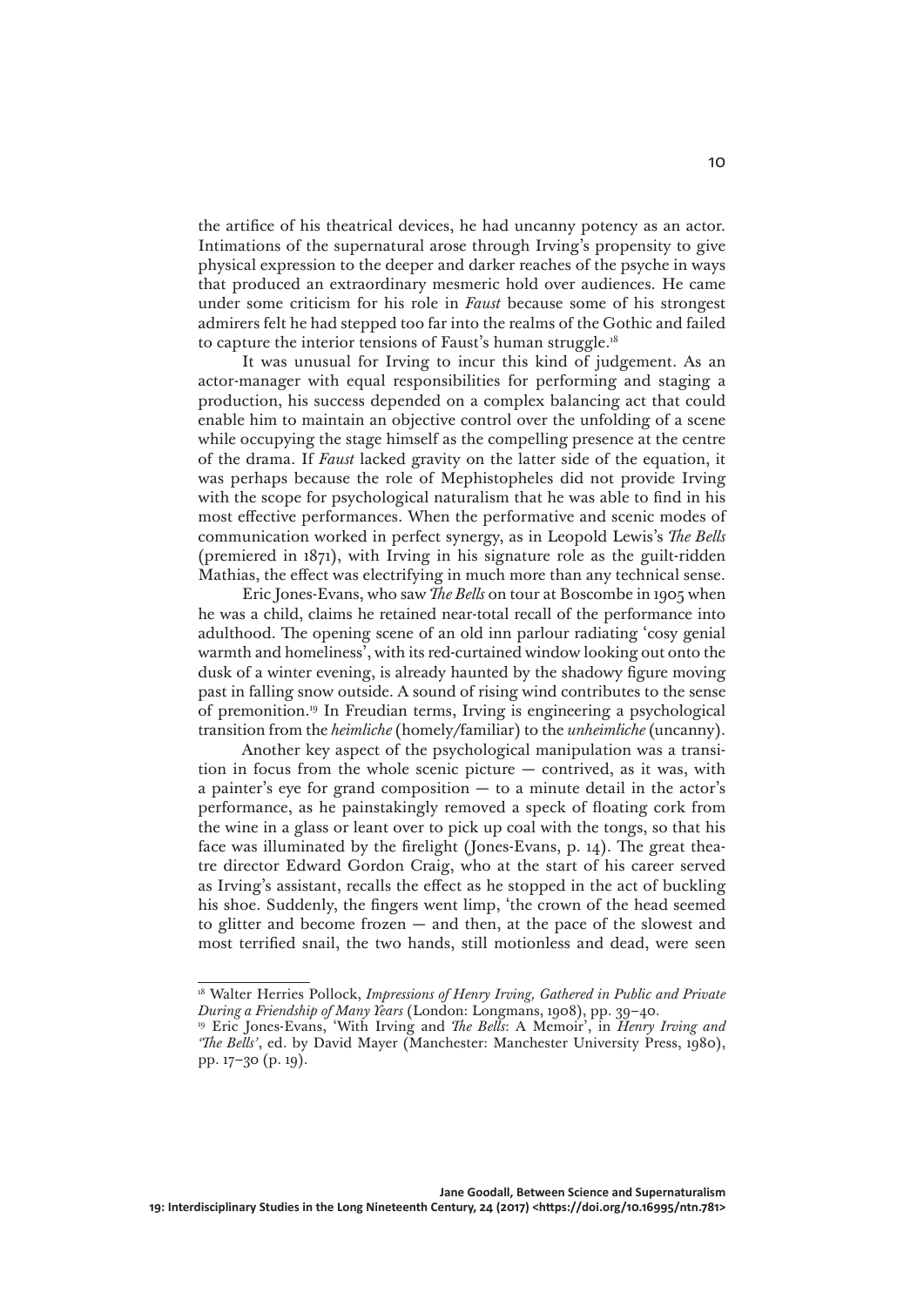the artifice of his theatrical devices, he had uncanny potency as an actor. Intimations of the supernatural arose through Irving's propensity to give physical expression to the deeper and darker reaches of the psyche in ways that produced an extraordinary mesmeric hold over audiences. He came under some criticism for his role in *Faust* because some of his strongest admirers felt he had stepped too far into the realms of the Gothic and failed to capture the interior tensions of Faust's human struggle.[18]

It was unusual for Irving to incur this kind of judgement. As an actor-manager with equal responsibilities for performing and staging a production, his success depended on a complex balancing act that could enable him to maintain an objective control over the unfolding of a scene while occupying the stage himself as the compelling presence at the centre of the drama. If *Faust* lacked gravity on the latter side of the equation, it was perhaps because the role of Mephistopheles did not provide Irving with the scope for psychological naturalism that he was able to find in his most effective performances. When the performative and scenic modes of communication worked in perfect synergy, as in Leopold Lewis's *The Bells* (premiered in 1871), with Irving in his signature role as the guilt-ridden Mathias, the effect was electrifying in much more than any technical sense.

Eric Jones-Evans, who saw *The Bells* on tour at Boscombe in 1905 when he was a child, claims he retained near-total recall of the performance into adulthood. The opening scene of an old inn parlour radiating 'cosy genial warmth and homeliness', with its red-curtained window looking out onto the dusk of a winter evening, is already haunted by the shadowy figure moving past in falling snow outside. A sound of rising wind contributes to the sense of premonition.[19] In Freudian terms, Irving is engineering a psychological transition from the *heimliche* (homely/familiar) to the *unheimliche* (uncanny).

Another key aspect of the psychological manipulation was a transition in focus from the whole scenic picture — contrived, as it was, with a painter's eye for grand composition — to a minute detail in the actor's performance, as he painstakingly removed a speck of floating cork from the wine in a glass or leant over to pick up coal with the tongs, so that his face was illuminated by the firelight (Jones-Evans, p. 14). The great theatre director Edward Gordon Craig, who at the start of his career served as Irving's assistant, recalls the effect as he stopped in the act of buckling his shoe. Suddenly, the fingers went limp, 'the crown of the head seemed to glitter and become frozen — and then, at the pace of the slowest and most terrified snail, the two hands, still motionless and dead, were seen

---

[18] Walter Herries Pollock, *Impressions of Henry Irving, Gathered in Public and Private During a Friendship of Many Years* (London: Longmans, 1908), pp. 39–40.

[19] Eric Jones-Evans, 'With Irving and *The Bells*: A Memoir', in *Henry Irving and 'The Bells'*, ed. by David Mayer (Manchester: Manchester University Press, 1980), pp. 17–30 (p. 19).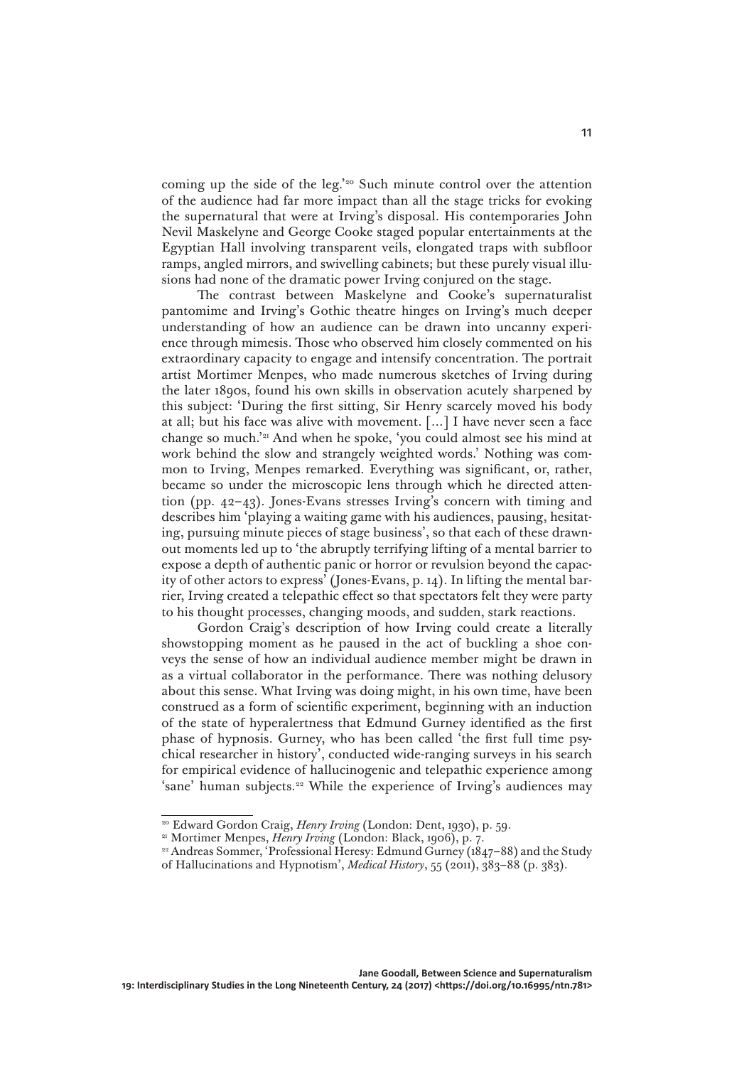coming up the side of the leg.'[20] Such minute control over the attention of the audience had far more impact than all the stage tricks for evoking the supernatural that were at Irving's disposal. His contemporaries John Nevil Maskelyne and George Cooke staged popular entertainments at the Egyptian Hall involving transparent veils, elongated traps with subfloor ramps, angled mirrors, and swivelling cabinets; but these purely visual illusions had none of the dramatic power Irving conjured on the stage.

The contrast between Maskelyne and Cooke's supernaturalist pantomime and Irving's Gothic theatre hinges on Irving's much deeper understanding of how an audience can be drawn into uncanny experience through mimesis. Those who observed him closely commented on his extraordinary capacity to engage and intensify concentration. The portrait artist Mortimer Menpes, who made numerous sketches of Irving during the later 1890s, found his own skills in observation acutely sharpened by this subject: 'During the first sitting, Sir Henry scarcely moved his body at all; but his face was alive with movement. [...] I have never seen a face change so much.'[21] And when he spoke, 'you could almost see his mind at work behind the slow and strangely weighted words.' Nothing was common to Irving, Menpes remarked. Everything was significant, or, rather, became so under the microscopic lens through which he directed attention (pp. 42–43). Jones-Evans stresses Irving's concern with timing and describes him 'playing a waiting game with his audiences, pausing, hesitating, pursuing minute pieces of stage business', so that each of these drawn-out moments led up to 'the abruptly terrifying lifting of a mental barrier to expose a depth of authentic panic or horror or revulsion beyond the capacity of other actors to express' (Jones-Evans, p. 14). In lifting the mental barrier, Irving created a telepathic effect so that spectators felt they were party to his thought processes, changing moods, and sudden, stark reactions.

Gordon Craig's description of how Irving could create a literally showstopping moment as he paused in the act of buckling a shoe conveys the sense of how an individual audience member might be drawn in as a virtual collaborator in the performance. There was nothing delusory about this sense. What Irving was doing might, in his own time, have been construed as a form of scientific experiment, beginning with an induction of the state of hyperalertness that Edmund Gurney identified as the first phase of hypnosis. Gurney, who has been called 'the first full time psychical researcher in history', conducted wide-ranging surveys in his search for empirical evidence of hallucinogenic and telepathic experience among 'sane' human subjects.[22] While the experience of Irving's audiences may

---

[20] Edward Gordon Craig, *Henry Irving* (London: Dent, 1930), p. 59.

[21] Mortimer Menpes, *Henry Irving* (London: Black, 1906), p. 7.

[22] Andreas Sommer, 'Professional Heresy: Edmund Gurney (1847–88) and the Study of Hallucinations and Hypnotism', *Medical History*, 55 (2011), 383–88 (p. 383).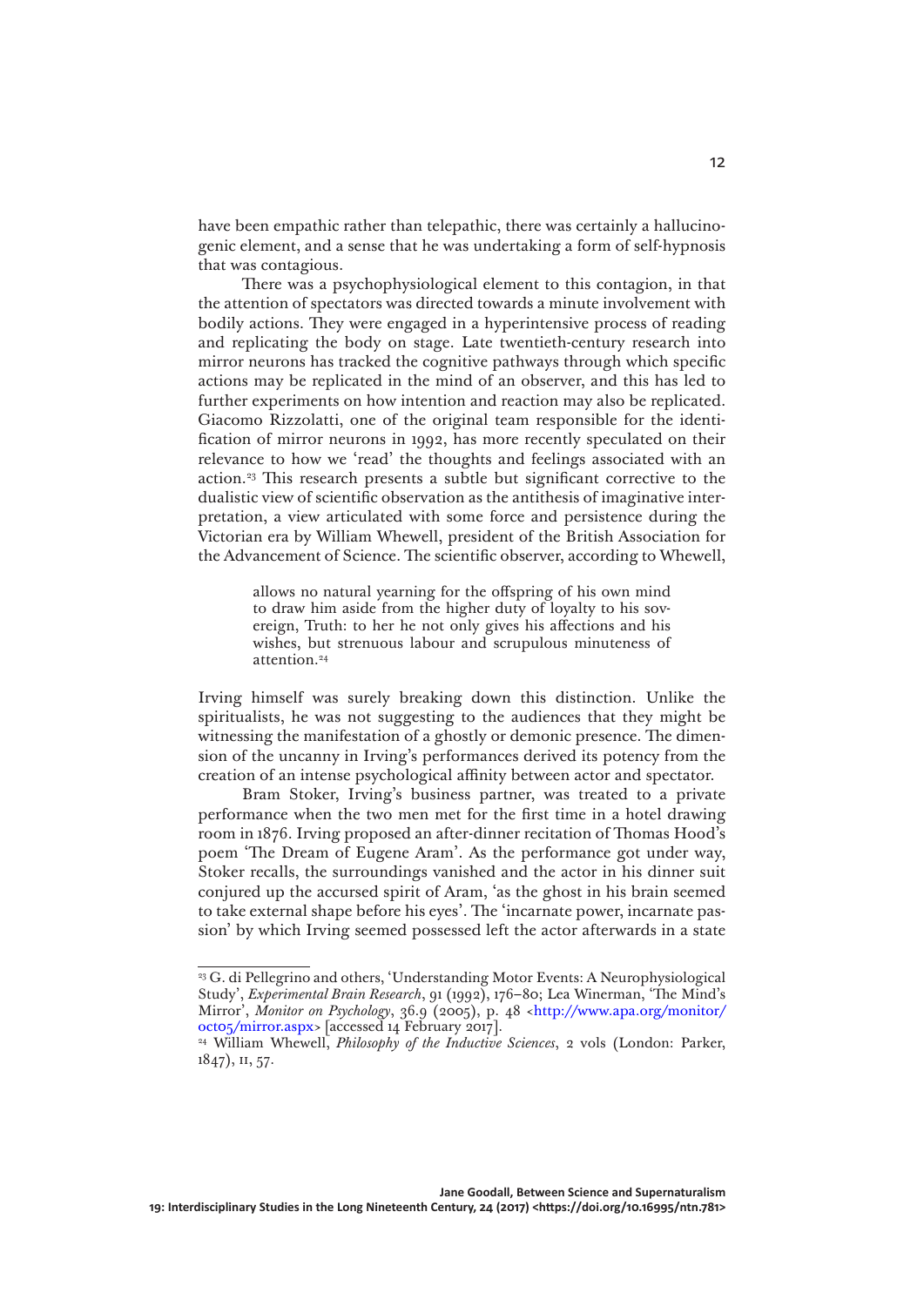have been empathic rather than telepathic, there was certainly a hallucinogenic element, and a sense that he was undertaking a form of self-hypnosis that was contagious.

There was a psychophysiological element to this contagion, in that the attention of spectators was directed towards a minute involvement with bodily actions. They were engaged in a hyperintensive process of reading and replicating the body on stage. Late twentieth-century research into mirror neurons has tracked the cognitive pathways through which specific actions may be replicated in the mind of an observer, and this has led to further experiments on how intention and reaction may also be replicated. Giacomo Rizzolatti, one of the original team responsible for the identification of mirror neurons in 1992, has more recently speculated on their relevance to how we 'read' the thoughts and feelings associated with an action.[23] This research presents a subtle but significant corrective to the dualistic view of scientific observation as the antithesis of imaginative interpretation, a view articulated with some force and persistence during the Victorian era by William Whewell, president of the British Association for the Advancement of Science. The scientific observer, according to Whewell,

> allows no natural yearning for the offspring of his own mind to draw him aside from the higher duty of loyalty to his sovereign, Truth: to her he not only gives his affections and his wishes, but strenuous labour and scrupulous minuteness of attention.[24]

Irving himself was surely breaking down this distinction. Unlike the spiritualists, he was not suggesting to the audiences that they might be witnessing the manifestation of a ghostly or demonic presence. The dimension of the uncanny in Irving's performances derived its potency from the creation of an intense psychological affinity between actor and spectator.

Bram Stoker, Irving's business partner, was treated to a private performance when the two men met for the first time in a hotel drawing room in 1876. Irving proposed an after-dinner recitation of Thomas Hood's poem 'The Dream of Eugene Aram'. As the performance got under way, Stoker recalls, the surroundings vanished and the actor in his dinner suit conjured up the accursed spirit of Aram, 'as the ghost in his brain seemed to take external shape before his eyes'. The 'incarnate power, incarnate passion' by which Irving seemed possessed left the actor afterwards in a state

---

[23] G. di Pellegrino and others, 'Understanding Motor Events: A Neurophysiological Study', *Experimental Brain Research*, 91 (1992), 176–80; Lea Winerman, 'The Mind's Mirror', *Monitor on Psychology*, 36.9 (2005), p. 48 <http://www.apa.org/monitor/oct05/mirror.aspx> [accessed 14 February 2017].

[24] William Whewell, *Philosophy of the Inductive Sciences*, 2 vols (London: Parker, 1847), II, 57.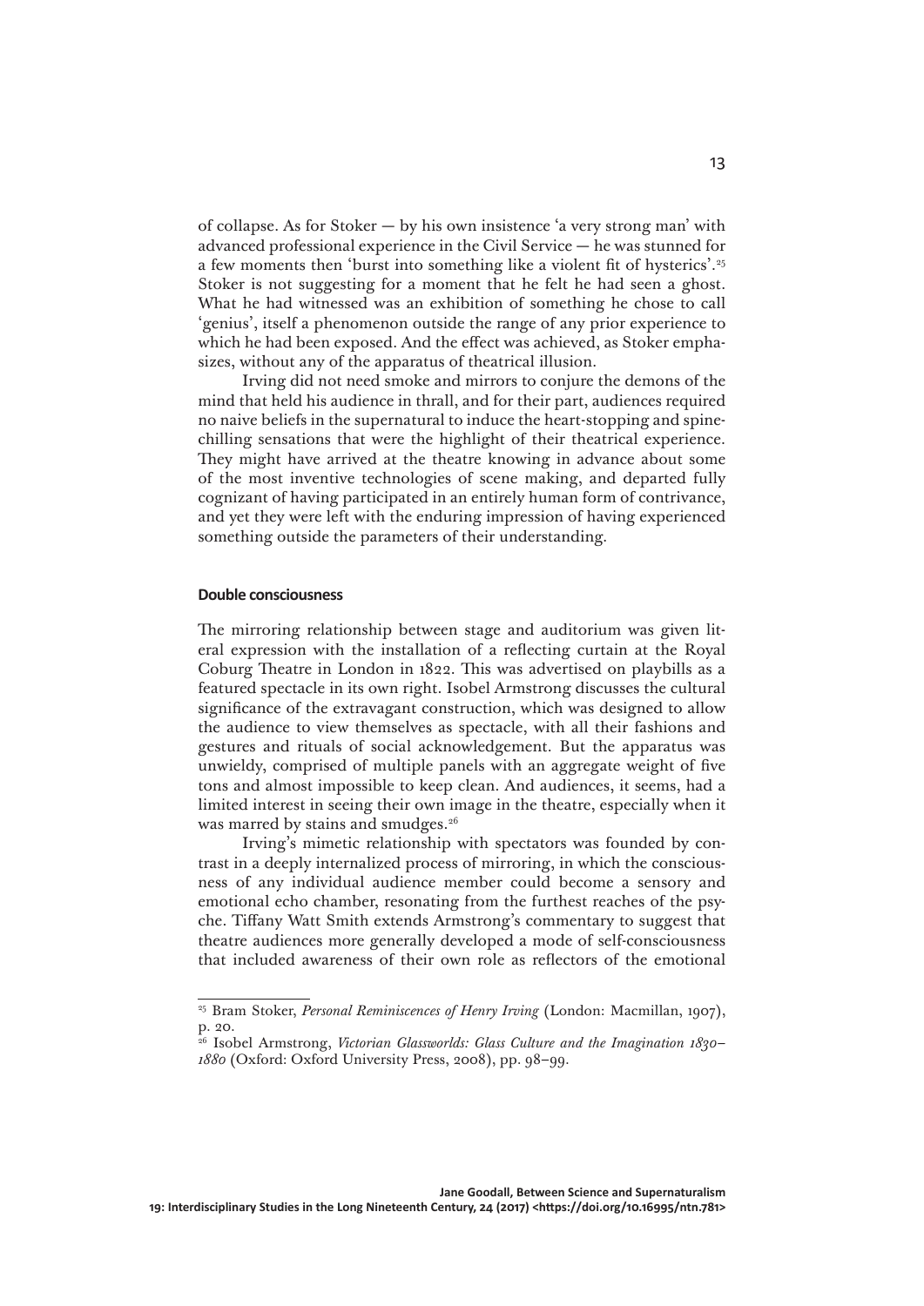of collapse. As for Stoker — by his own insistence 'a very strong man' with advanced professional experience in the Civil Service — he was stunned for a few moments then 'burst into something like a violent fit of hysterics'.[25] Stoker is not suggesting for a moment that he felt he had seen a ghost. What he had witnessed was an exhibition of something he chose to call 'genius', itself a phenomenon outside the range of any prior experience to which he had been exposed. And the effect was achieved, as Stoker emphasizes, without any of the apparatus of theatrical illusion.

Irving did not need smoke and mirrors to conjure the demons of the mind that held his audience in thrall, and for their part, audiences required no naive beliefs in the supernatural to induce the heart-stopping and spine-chilling sensations that were the highlight of their theatrical experience. They might have arrived at the theatre knowing in advance about some of the most inventive technologies of scene making, and departed fully cognizant of having participated in an entirely human form of contrivance, and yet they were left with the enduring impression of having experienced something outside the parameters of their understanding.

## Double consciousness

The mirroring relationship between stage and auditorium was given literal expression with the installation of a reflecting curtain at the Royal Coburg Theatre in London in 1822. This was advertised on playbills as a featured spectacle in its own right. Isobel Armstrong discusses the cultural significance of the extravagant construction, which was designed to allow the audience to view themselves as spectacle, with all their fashions and gestures and rituals of social acknowledgement. But the apparatus was unwieldy, comprised of multiple panels with an aggregate weight of five tons and almost impossible to keep clean. And audiences, it seems, had a limited interest in seeing their own image in the theatre, especially when it was marred by stains and smudges.[26]

Irving's mimetic relationship with spectators was founded by contrast in a deeply internalized process of mirroring, in which the consciousness of any individual audience member could become a sensory and emotional echo chamber, resonating from the furthest reaches of the psyche. Tiffany Watt Smith extends Armstrong's commentary to suggest that theatre audiences more generally developed a mode of self-consciousness that included awareness of their own role as reflectors of the emotional

---

[25] Bram Stoker, *Personal Reminiscences of Henry Irving* (London: Macmillan, 1907), p. 20.

[26] Isobel Armstrong, *Victorian Glassworlds: Glass Culture and the Imagination 1830–1880* (Oxford: Oxford University Press, 2008), pp. 98–99.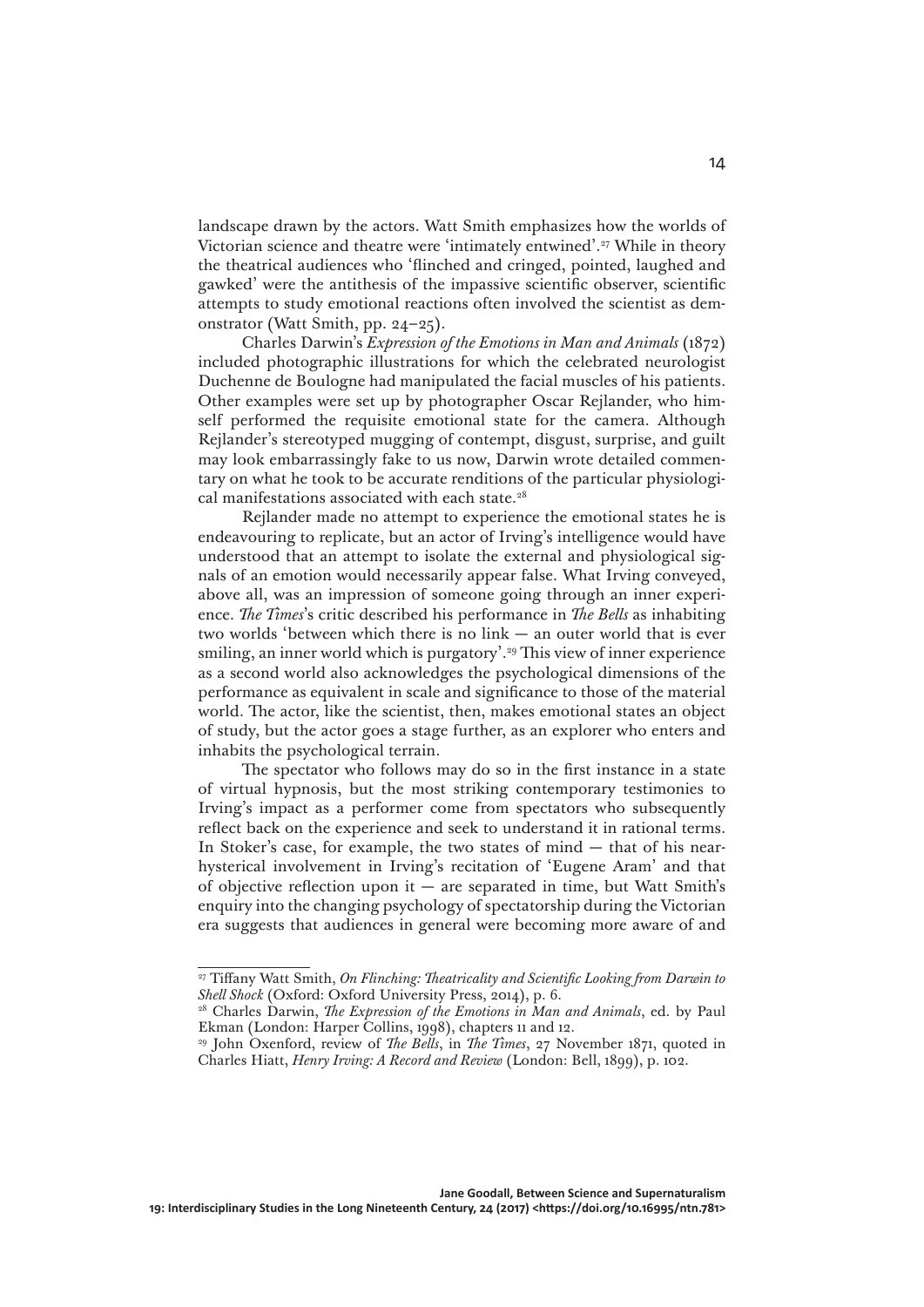landscape drawn by the actors. Watt Smith emphasizes how the worlds of Victorian science and theatre were 'intimately entwined'.[27] While in theory the theatrical audiences who 'flinched and cringed, pointed, laughed and gawked' were the antithesis of the impassive scientific observer, scientific attempts to study emotional reactions often involved the scientist as demonstrator (Watt Smith, pp. 24–25).

Charles Darwin's *Expression of the Emotions in Man and Animals* (1872) included photographic illustrations for which the celebrated neurologist Duchenne de Boulogne had manipulated the facial muscles of his patients. Other examples were set up by photographer Oscar Rejlander, who himself performed the requisite emotional state for the camera. Although Rejlander's stereotyped mugging of contempt, disgust, surprise, and guilt may look embarrassingly fake to us now, Darwin wrote detailed commentary on what he took to be accurate renditions of the particular physiological manifestations associated with each state.[28]

Rejlander made no attempt to experience the emotional states he is endeavouring to replicate, but an actor of Irving's intelligence would have understood that an attempt to isolate the external and physiological signals of an emotion would necessarily appear false. What Irving conveyed, above all, was an impression of someone going through an inner experience. *The Times*'s critic described his performance in *The Bells* as inhabiting two worlds 'between which there is no link — an outer world that is ever smiling, an inner world which is purgatory'.[29] This view of inner experience as a second world also acknowledges the psychological dimensions of the performance as equivalent in scale and significance to those of the material world. The actor, like the scientist, then, makes emotional states an object of study, but the actor goes a stage further, as an explorer who enters and inhabits the psychological terrain.

The spectator who follows may do so in the first instance in a state of virtual hypnosis, but the most striking contemporary testimonies to Irving's impact as a performer come from spectators who subsequently reflect back on the experience and seek to understand it in rational terms. In Stoker's case, for example, the two states of mind — that of his near-hysterical involvement in Irving's recitation of 'Eugene Aram' and that of objective reflection upon it — are separated in time, but Watt Smith's enquiry into the changing psychology of spectatorship during the Victorian era suggests that audiences in general were becoming more aware of and

---

[27] Tiffany Watt Smith, *On Flinching: Theatricality and Scientific Looking from Darwin to Shell Shock* (Oxford: Oxford University Press, 2014), p. 6.

[28] Charles Darwin, *The Expression of the Emotions in Man and Animals*, ed. by Paul Ekman (London: Harper Collins, 1998), chapters 11 and 12.

[29] John Oxenford, review of *The Bells*, in *The Times*, 27 November 1871, quoted in Charles Hiatt, *Henry Irving: A Record and Review* (London: Bell, 1899), p. 102.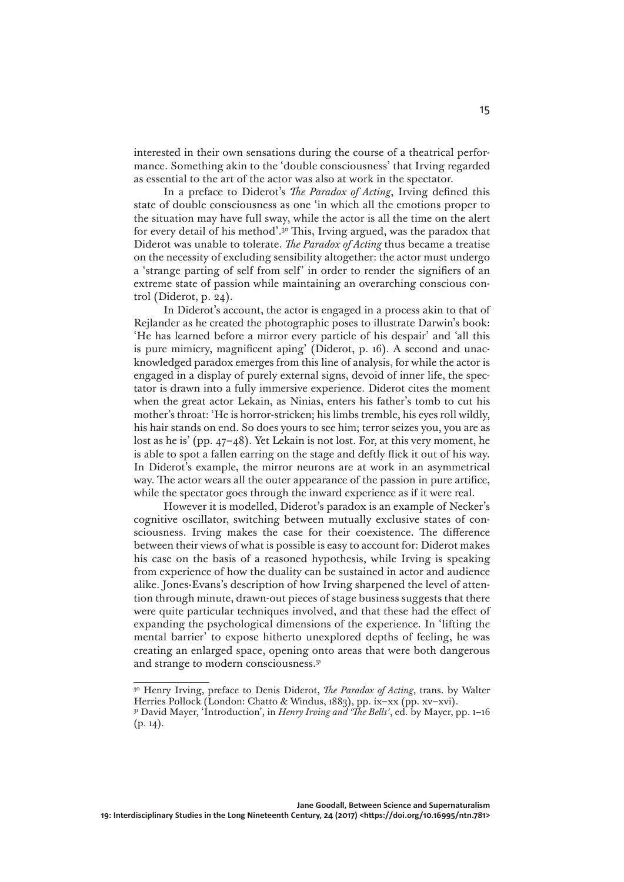interested in their own sensations during the course of a theatrical performance. Something akin to the 'double consciousness' that Irving regarded as essential to the art of the actor was also at work in the spectator.

In a preface to Diderot's *The Paradox of Acting*, Irving defined this state of double consciousness as one 'in which all the emotions proper to the situation may have full sway, while the actor is all the time on the alert for every detail of his method'.[30] This, Irving argued, was the paradox that Diderot was unable to tolerate. *The Paradox of Acting* thus became a treatise on the necessity of excluding sensibility altogether: the actor must undergo a 'strange parting of self from self' in order to render the signifiers of an extreme state of passion while maintaining an overarching conscious control (Diderot, p. 24).

In Diderot's account, the actor is engaged in a process akin to that of Rejlander as he created the photographic poses to illustrate Darwin's book: 'He has learned before a mirror every particle of his despair' and 'all this is pure mimicry, magnificent aping' (Diderot, p. 16). A second and unacknowledged paradox emerges from this line of analysis, for while the actor is engaged in a display of purely external signs, devoid of inner life, the spectator is drawn into a fully immersive experience. Diderot cites the moment when the great actor Lekain, as Ninias, enters his father's tomb to cut his mother's throat: 'He is horror-stricken; his limbs tremble, his eyes roll wildly, his hair stands on end. So does yours to see him; terror seizes you, you are as lost as he is' (pp. 47–48). Yet Lekain is not lost. For, at this very moment, he is able to spot a fallen earring on the stage and deftly flick it out of his way. In Diderot's example, the mirror neurons are at work in an asymmetrical way. The actor wears all the outer appearance of the passion in pure artifice, while the spectator goes through the inward experience as if it were real.

However it is modelled, Diderot's paradox is an example of Necker's cognitive oscillator, switching between mutually exclusive states of consciousness. Irving makes the case for their coexistence. The difference between their views of what is possible is easy to account for: Diderot makes his case on the basis of a reasoned hypothesis, while Irving is speaking from experience of how the duality can be sustained in actor and audience alike. Jones-Evans's description of how Irving sharpened the level of attention through minute, drawn-out pieces of stage business suggests that there were quite particular techniques involved, and that these had the effect of expanding the psychological dimensions of the experience. In 'lifting the mental barrier' to expose hitherto unexplored depths of feeling, he was creating an enlarged space, opening onto areas that were both dangerous and strange to modern consciousness.[31]

---

[30] Henry Irving, preface to Denis Diderot, *The Paradox of Acting*, trans. by Walter Herries Pollock (London: Chatto & Windus, 1883), pp. ix–xx (pp. xv–xvi).

[31] David Mayer, 'Introduction', in *Henry Irving and 'The Bells'*, ed. by Mayer, pp. 1–16 (p. 14).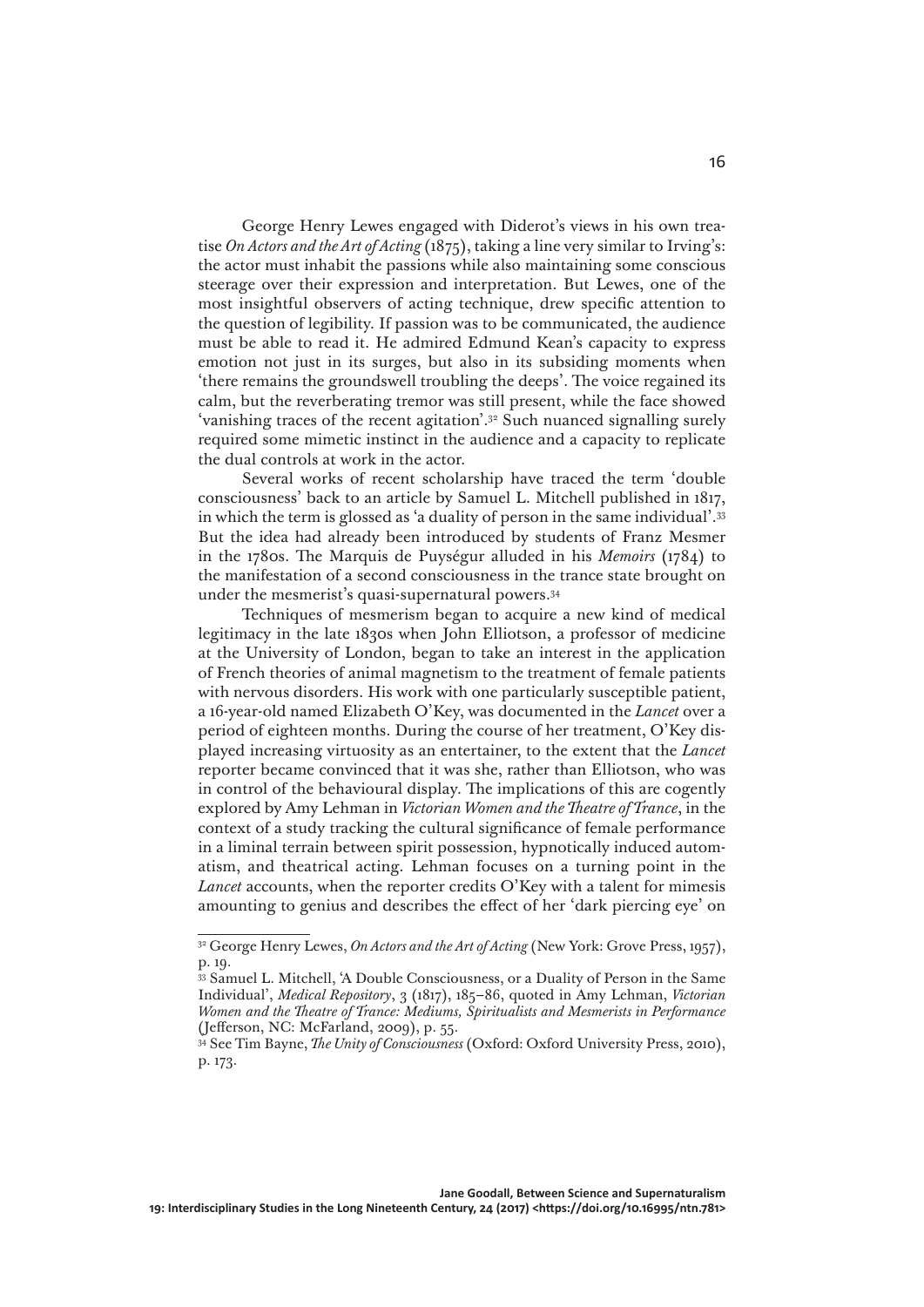George Henry Lewes engaged with Diderot's views in his own treatise *On Actors and the Art of Acting* (1875), taking a line very similar to Irving's: the actor must inhabit the passions while also maintaining some conscious steerage over their expression and interpretation. But Lewes, one of the most insightful observers of acting technique, drew specific attention to the question of legibility. If passion was to be communicated, the audience must be able to read it. He admired Edmund Kean's capacity to express emotion not just in its surges, but also in its subsiding moments when 'there remains the groundswell troubling the deeps'. The voice regained its calm, but the reverberating tremor was still present, while the face showed 'vanishing traces of the recent agitation'.[32] Such nuanced signalling surely required some mimetic instinct in the audience and a capacity to replicate the dual controls at work in the actor.

Several works of recent scholarship have traced the term 'double consciousness' back to an article by Samuel L. Mitchell published in 1817, in which the term is glossed as 'a duality of person in the same individual'.[33] But the idea had already been introduced by students of Franz Mesmer in the 1780s. The Marquis de Puységur alluded in his *Memoirs* (1784) to the manifestation of a second consciousness in the trance state brought on under the mesmerist's quasi-supernatural powers.[34]

Techniques of mesmerism began to acquire a new kind of medical legitimacy in the late 1830s when John Elliotson, a professor of medicine at the University of London, began to take an interest in the application of French theories of animal magnetism to the treatment of female patients with nervous disorders. His work with one particularly susceptible patient, a 16-year-old named Elizabeth O'Key, was documented in the *Lancet* over a period of eighteen months. During the course of her treatment, O'Key displayed increasing virtuosity as an entertainer, to the extent that the *Lancet* reporter became convinced that it was she, rather than Elliotson, who was in control of the behavioural display. The implications of this are cogently explored by Amy Lehman in *Victorian Women and the Theatre of Trance*, in the context of a study tracking the cultural significance of female performance in a liminal terrain between spirit possession, hypnotically induced automatism, and theatrical acting. Lehman focuses on a turning point in the *Lancet* accounts, when the reporter credits O'Key with a talent for mimesis amounting to genius and describes the effect of her 'dark piercing eye' on

---

[32] George Henry Lewes, *On Actors and the Art of Acting* (New York: Grove Press, 1957), p. 19.

[33] Samuel L. Mitchell, 'A Double Consciousness, or a Duality of Person in the Same Individual', *Medical Repository*, 3 (1817), 185–86, quoted in Amy Lehman, *Victorian Women and the Theatre of Trance: Mediums, Spiritualists and Mesmerists in Performance* (Jefferson, NC: McFarland, 2009), p. 55.

[34] See Tim Bayne, *The Unity of Consciousness* (Oxford: Oxford University Press, 2010), p. 173.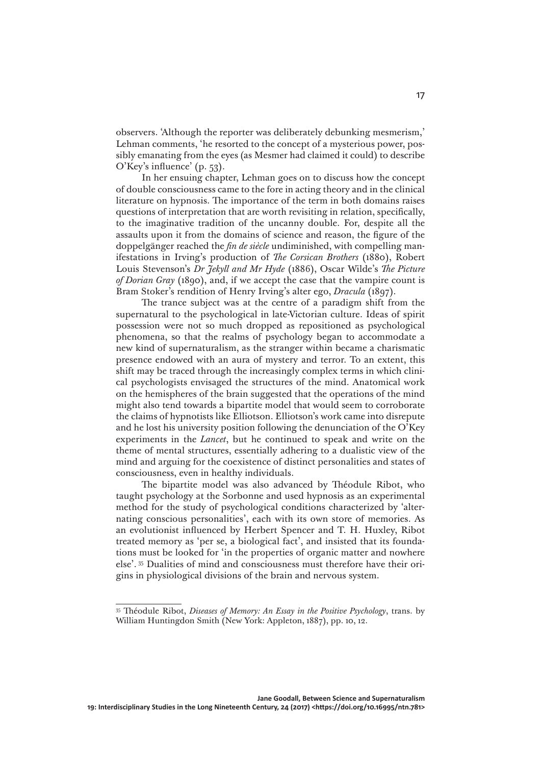observers. 'Although the reporter was deliberately debunking mesmerism,' Lehman comments, 'he resorted to the concept of a mysterious power, possibly emanating from the eyes (as Mesmer had claimed it could) to describe O'Key's influence' (p. 53).

In her ensuing chapter, Lehman goes on to discuss how the concept of double consciousness came to the fore in acting theory and in the clinical literature on hypnosis. The importance of the term in both domains raises questions of interpretation that are worth revisiting in relation, specifically, to the imaginative tradition of the uncanny double. For, despite all the assaults upon it from the domains of science and reason, the figure of the doppelgänger reached the *fin de siècle* undiminished, with compelling manifestations in Irving's production of *The Corsican Brothers* (1880), Robert Louis Stevenson's *Dr Jekyll and Mr Hyde* (1886), Oscar Wilde's *The Picture of Dorian Gray* (1890), and, if we accept the case that the vampire count is Bram Stoker's rendition of Henry Irving's alter ego, *Dracula* (1897).

The trance subject was at the centre of a paradigm shift from the supernatural to the psychological in late-Victorian culture. Ideas of spirit possession were not so much dropped as repositioned as psychological phenomena, so that the realms of psychology began to accommodate a new kind of supernaturalism, as the stranger within became a charismatic presence endowed with an aura of mystery and terror. To an extent, this shift may be traced through the increasingly complex terms in which clinical psychologists envisaged the structures of the mind. Anatomical work on the hemispheres of the brain suggested that the operations of the mind might also tend towards a bipartite model that would seem to corroborate the claims of hypnotists like Elliotson. Elliotson's work came into disrepute and he lost his university position following the denunciation of the O'Key experiments in the *Lancet*, but he continued to speak and write on the theme of mental structures, essentially adhering to a dualistic view of the mind and arguing for the coexistence of distinct personalities and states of consciousness, even in healthy individuals.

The bipartite model was also advanced by Théodule Ribot, who taught psychology at the Sorbonne and used hypnosis as an experimental method for the study of psychological conditions characterized by 'alternating conscious personalities', each with its own store of memories. As an evolutionist influenced by Herbert Spencer and T. H. Huxley, Ribot treated memory as 'per se, a biological fact', and insisted that its foundations must be looked for 'in the properties of organic matter and nowhere else'. [35] Dualities of mind and consciousness must therefore have their origins in physiological divisions of the brain and nervous system.

---

[35] Théodule Ribot, *Diseases of Memory: An Essay in the Positive Psychology*, trans. by William Huntingdon Smith (New York: Appleton, 1887), pp. 10, 12.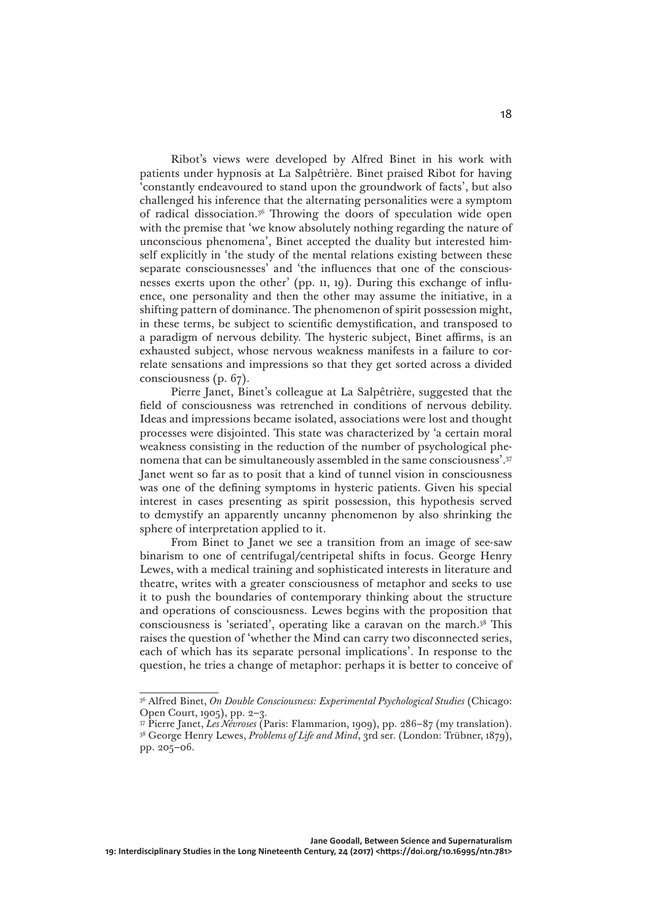Ribot's views were developed by Alfred Binet in his work with patients under hypnosis at La Salpêtrière. Binet praised Ribot for having 'constantly endeavoured to stand upon the groundwork of facts', but also challenged his inference that the alternating personalities were a symptom of radical dissociation.[36] Throwing the doors of speculation wide open with the premise that 'we know absolutely nothing regarding the nature of unconscious phenomena', Binet accepted the duality but interested himself explicitly in 'the study of the mental relations existing between these separate consciousnesses' and 'the influences that one of the consciousnesses exerts upon the other' (pp. 11, 19). During this exchange of influence, one personality and then the other may assume the initiative, in a shifting pattern of dominance. The phenomenon of spirit possession might, in these terms, be subject to scientific demystification, and transposed to a paradigm of nervous debility. The hysteric subject, Binet affirms, is an exhausted subject, whose nervous weakness manifests in a failure to correlate sensations and impressions so that they get sorted across a divided consciousness (p. 67).

Pierre Janet, Binet's colleague at La Salpêtrière, suggested that the field of consciousness was retrenched in conditions of nervous debility. Ideas and impressions became isolated, associations were lost and thought processes were disjointed. This state was characterized by 'a certain moral weakness consisting in the reduction of the number of psychological phenomena that can be simultaneously assembled in the same consciousness'.[37] Janet went so far as to posit that a kind of tunnel vision in consciousness was one of the defining symptoms in hysteric patients. Given his special interest in cases presenting as spirit possession, this hypothesis served to demystify an apparently uncanny phenomenon by also shrinking the sphere of interpretation applied to it.

From Binet to Janet we see a transition from an image of see-saw binarism to one of centrifugal/centripetal shifts in focus. George Henry Lewes, with a medical training and sophisticated interests in literature and theatre, writes with a greater consciousness of metaphor and seeks to use it to push the boundaries of contemporary thinking about the structure and operations of consciousness. Lewes begins with the proposition that consciousness is 'seriated', operating like a caravan on the march.[38] This raises the question of 'whether the Mind can carry two disconnected series, each of which has its separate personal implications'. In response to the question, he tries a change of metaphor: perhaps it is better to conceive of

---

[36] Alfred Binet, *On Double Consciousness: Experimental Psychological Studies* (Chicago: Open Court, 1905), pp. 2–3.

[37] Pierre Janet, *Les Névroses* (Paris: Flammarion, 1909), pp. 286–87 (my translation).

[38] George Henry Lewes, *Problems of Life and Mind*, 3rd ser. (London: Trübner, 1879), pp. 205–06.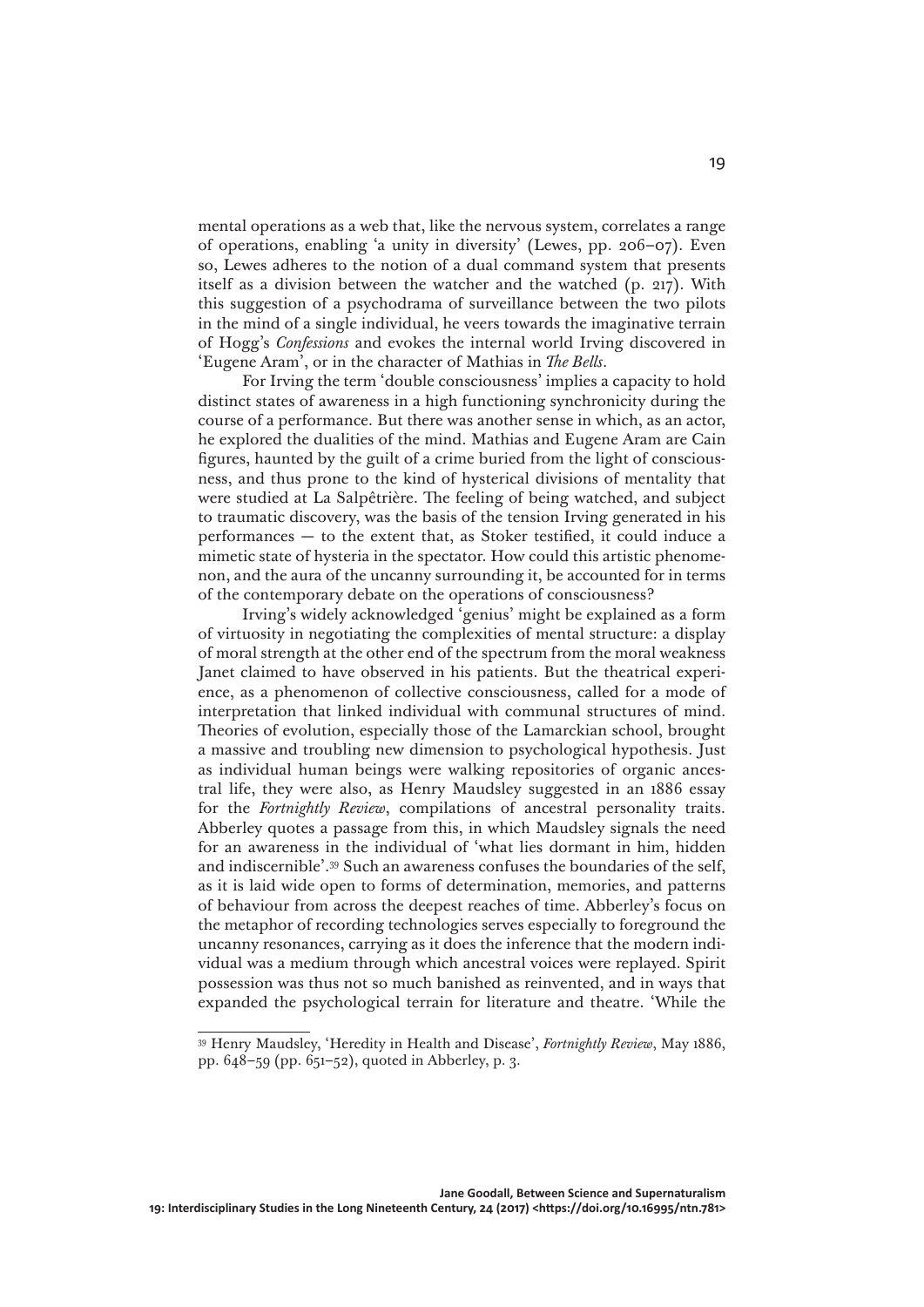mental operations as a web that, like the nervous system, correlates a range of operations, enabling 'a unity in diversity' (Lewes, pp. 206–07). Even so, Lewes adheres to the notion of a dual command system that presents itself as a division between the watcher and the watched (p. 217). With this suggestion of a psychodrama of surveillance between the two pilots in the mind of a single individual, he veers towards the imaginative terrain of Hogg's *Confessions* and evokes the internal world Irving discovered in 'Eugene Aram', or in the character of Mathias in *The Bells*.

For Irving the term 'double consciousness' implies a capacity to hold distinct states of awareness in a high functioning synchronicity during the course of a performance. But there was another sense in which, as an actor, he explored the dualities of the mind. Mathias and Eugene Aram are Cain figures, haunted by the guilt of a crime buried from the light of consciousness, and thus prone to the kind of hysterical divisions of mentality that were studied at La Salpêtrière. The feeling of being watched, and subject to traumatic discovery, was the basis of the tension Irving generated in his performances — to the extent that, as Stoker testified, it could induce a mimetic state of hysteria in the spectator. How could this artistic phenomenon, and the aura of the uncanny surrounding it, be accounted for in terms of the contemporary debate on the operations of consciousness?

Irving's widely acknowledged 'genius' might be explained as a form of virtuosity in negotiating the complexities of mental structure: a display of moral strength at the other end of the spectrum from the moral weakness Janet claimed to have observed in his patients. But the theatrical experience, as a phenomenon of collective consciousness, called for a mode of interpretation that linked individual with communal structures of mind. Theories of evolution, especially those of the Lamarckian school, brought a massive and troubling new dimension to psychological hypothesis. Just as individual human beings were walking repositories of organic ancestral life, they were also, as Henry Maudsley suggested in an 1886 essay for the *Fortnightly Review*, compilations of ancestral personality traits. Abberley quotes a passage from this, in which Maudsley signals the need for an awareness in the individual of 'what lies dormant in him, hidden and indiscernible'.[39] Such an awareness confuses the boundaries of the self, as it is laid wide open to forms of determination, memories, and patterns of behaviour from across the deepest reaches of time. Abberley's focus on the metaphor of recording technologies serves especially to foreground the uncanny resonances, carrying as it does the inference that the modern individual was a medium through which ancestral voices were replayed. Spirit possession was thus not so much banished as reinvented, and in ways that expanded the psychological terrain for literature and theatre. 'While the

---

[39] Henry Maudsley, 'Heredity in Health and Disease', *Fortnightly Review*, May 1886, pp. 648–59 (pp. 651–52), quoted in Abberley, p. 3.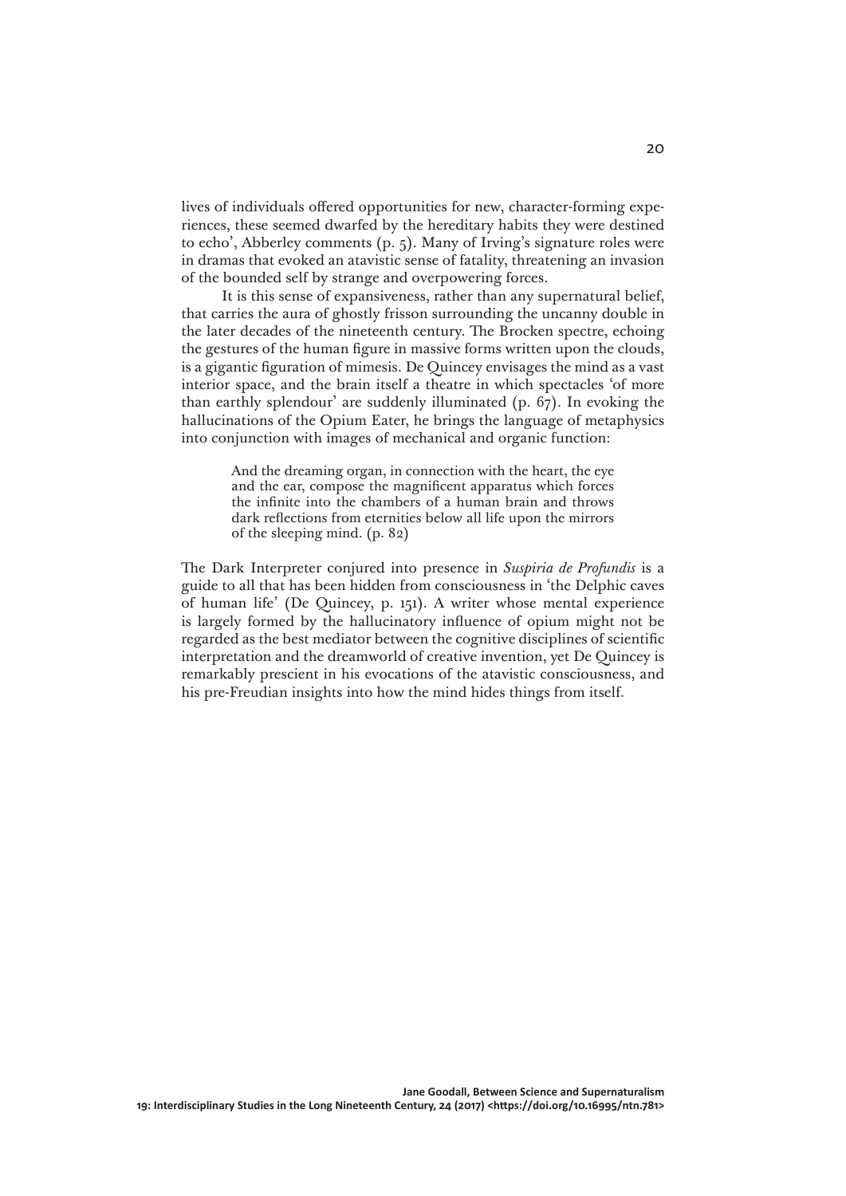lives of individuals offered opportunities for new, character-forming experiences, these seemed dwarfed by the hereditary habits they were destined to echo', Abberley comments (p. 5). Many of Irving's signature roles were in dramas that evoked an atavistic sense of fatality, threatening an invasion of the bounded self by strange and overpowering forces.

It is this sense of expansiveness, rather than any supernatural belief, that carries the aura of ghostly frisson surrounding the uncanny double in the later decades of the nineteenth century. The Brocken spectre, echoing the gestures of the human figure in massive forms written upon the clouds, is a gigantic figuration of mimesis. De Quincey envisages the mind as a vast interior space, and the brain itself a theatre in which spectacles 'of more than earthly splendour' are suddenly illuminated (p. 67). In evoking the hallucinations of the Opium Eater, he brings the language of metaphysics into conjunction with images of mechanical and organic function:

> And the dreaming organ, in connection with the heart, the eye and the ear, compose the magnificent apparatus which forces the infinite into the chambers of a human brain and throws dark reflections from eternities below all life upon the mirrors of the sleeping mind. (p. 82)

The Dark Interpreter conjured into presence in *Suspiria de Profundis* is a guide to all that has been hidden from consciousness in 'the Delphic caves of human life' (De Quincey, p. 151). A writer whose mental experience is largely formed by the hallucinatory influence of opium might not be regarded as the best mediator between the cognitive disciplines of scientific interpretation and the dreamworld of creative invention, yet De Quincey is remarkably prescient in his evocations of the atavistic consciousness, and his pre-Freudian insights into how the mind hides things from itself.